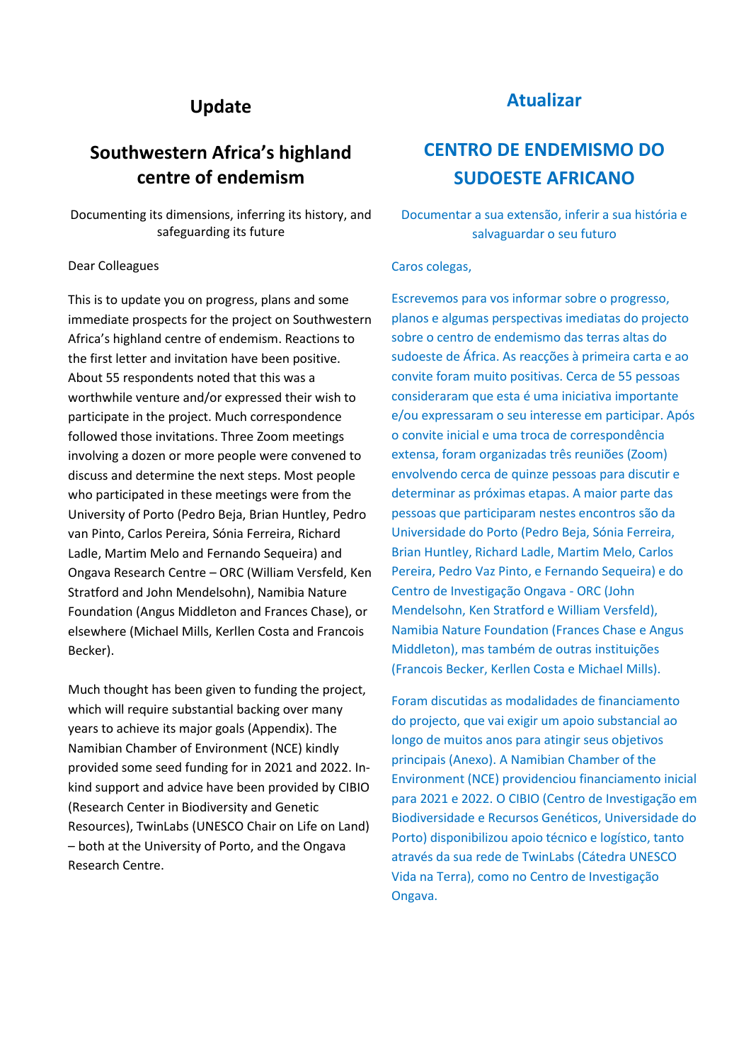## Update

# Southwestern Africa's highland centre of endemism

Documenting its dimensions, inferring its history, and safeguarding its future

Dear Colleagues

This is to update you on progress, plans and some immediate prospects for the project on Southwestern Africa's highland centre of endemism. Reactions to the first letter and invitation have been positive. About 55 respondents noted that this was a worthwhile venture and/or expressed their wish to participate in the project. Much correspondence followed those invitations. Three Zoom meetings involving a dozen or more people were convened to discuss and determine the next steps. Most people who participated in these meetings were from the University of Porto (Pedro Beja, Brian Huntley, Pedro van Pinto, Carlos Pereira, Sónia Ferreira, Richard Ladle, Martim Melo and Fernando Sequeira) and Ongava Research Centre – ORC (William Versfeld, Ken Stratford and John Mendelsohn), Namibia Nature Foundation (Angus Middleton and Frances Chase), or elsewhere (Michael Mills, Kerllen Costa and Francois Becker).

Much thought has been given to funding the project, which will require substantial backing over many years to achieve its major goals (Appendix). The Namibian Chamber of Environment (NCE) kindly provided some seed funding for in 2021 and 2022. In-kind support and advice have been provided by CIBIO (Research Center in Biodiversity and Genetic Resources), TwinLabs (UNESCO Chair on Life on Land) – both at the University of Porto, and the Ongava Research Centre.

## Atualizar

# CENTRO DE ENDEMISMO DO SUDOESTE AFRICANO

Documentar a sua extensão, inferir a sua história e salvaguardar o seu futuro

Caros colegas,

Escrevemos para vos informar sobre o progresso, planos e algumas perspectivas imediatas do projecto sobre o centro de endemismo das terras altas do sudoeste de África. As reacções à primeira carta e ao convite foram muito positivas. Cerca de 55 pessoas consideraram que esta é uma iniciativa importante e/ou expressaram o seu interesse em participar. Após o convite inicial e uma troca de correspondência extensa, foram organizadas três reuniões (Zoom) envolvendo cerca de quinze pessoas para discutir e determinar as próximas etapas. A maior parte das pessoas que participaram nestes encontros são da Universidade do Porto (Pedro Beja, Sónia Ferreira, Brian Huntley, Richard Ladle, Martim Melo, Carlos Pereira, Pedro Vaz Pinto, e Fernando Sequeira) e do Centro de Investigação Ongava - ORC (John Mendelsohn, Ken Stratford e William Versfeld), Namibia Nature Foundation (Frances Chase e Angus Middleton), mas também de outras instituições (Francois Becker, Kerllen Costa e Michael Mills).

Foram discutidas as modalidades de financiamento do projecto, que vai exigir um apoio substancial ao longo de muitos anos para atingir seus objetivos principais (Anexo). A Namibian Chamber of the Environment (NCE) providenciou financiamento inicial para 2021 e 2022. O CIBIO (Centro de Investigação em Biodiversidade e Recursos Genéticos, Universidade do Porto) disponibilizou apoio técnico e logístico, tanto através da sua rede de TwinLabs (Cátedra UNESCO Vida na Terra), como no Centro de Investigação Ongava.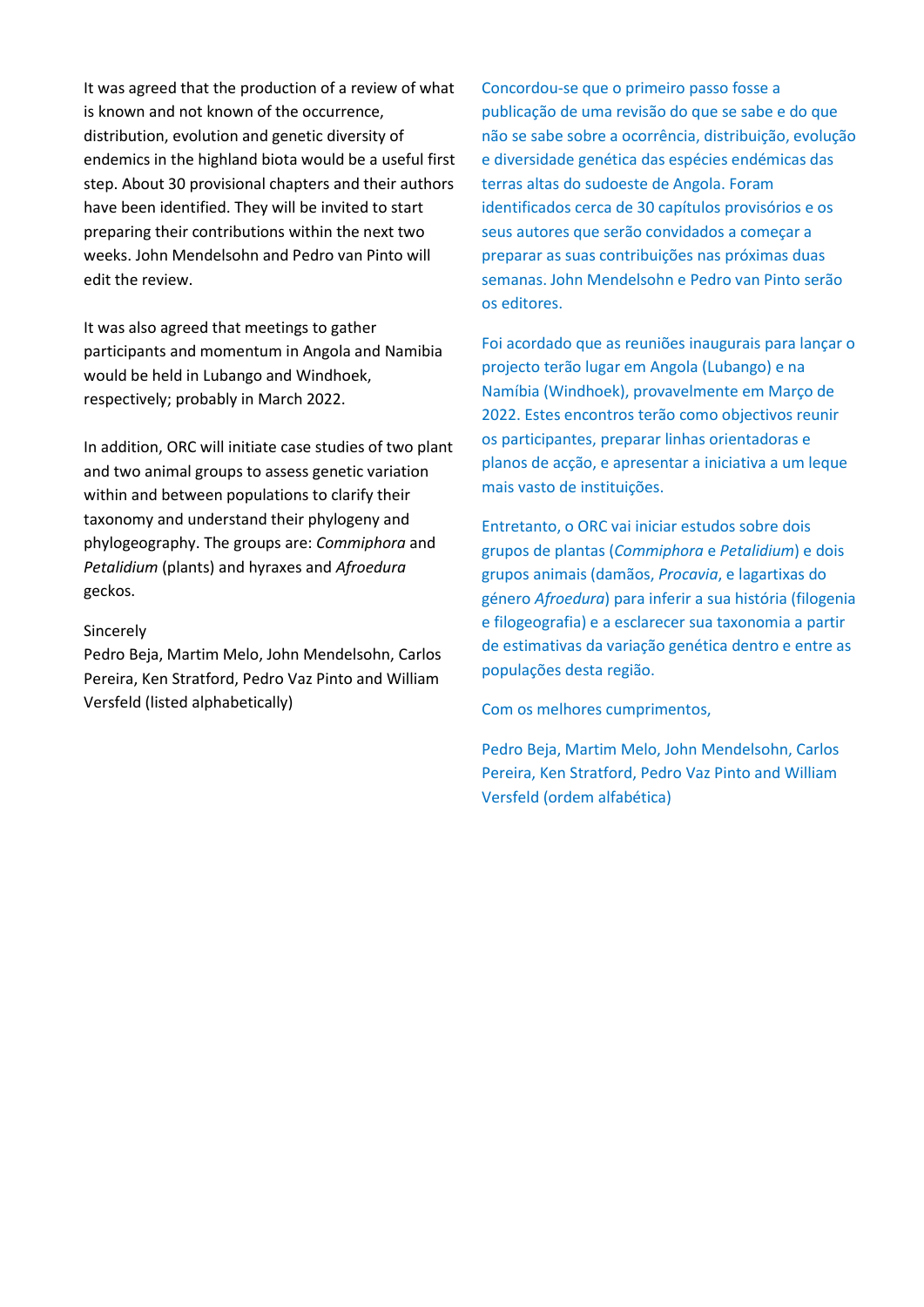It was agreed that the production of a review of what is known and not known of the occurrence, distribution, evolution and genetic diversity of endemics in the highland biota would be a useful first step. About 30 provisional chapters and their authors have been identified. They will be invited to start preparing their contributions within the next two weeks. John Mendelsohn and Pedro van Pinto will edit the review.

It was also agreed that meetings to gather participants and momentum in Angola and Namibia would be held in Lubango and Windhoek, respectively; probably in March 2022.

In addition, ORC will initiate case studies of two plant and two animal groups to assess genetic variation within and between populations to clarify their taxonomy and understand their phylogeny and phylogeography. The groups are: *Commiphora* and *Petalidium* (plants) and hyraxes and *Afroedura* geckos.

Sincerely
Pedro Beja, Martim Melo, John Mendelsohn, Carlos Pereira, Ken Stratford, Pedro Vaz Pinto and William Versfeld (listed alphabetically)

Concordou-se que o primeiro passo fosse a publicação de uma revisão do que se sabe e do que não se sabe sobre a ocorrência, distribuição, evolução e diversidade genética das espécies endémicas das terras altas do sudoeste de Angola. Foram identificados cerca de 30 capítulos provisórios e os seus autores que serão convidados a começar a preparar as suas contribuições nas próximas duas semanas. John Mendelsohn e Pedro van Pinto serão os editores.

Foi acordado que as reuniões inaugurais para lançar o projecto terão lugar em Angola (Lubango) e na Namíbia (Windhoek), provavelmente em Março de 2022. Estes encontros terão como objectivos reunir os participantes, preparar linhas orientadoras e planos de acção, e apresentar a iniciativa a um leque mais vasto de instituições.

Entretanto, o ORC vai iniciar estudos sobre dois grupos de plantas (*Commiphora* e *Petalidium*) e dois grupos animais (damãos, *Procavia*, e lagartixas do género *Afroedura*) para inferir a sua história (filogenia e filogeografia) e a esclarecer sua taxonomia a partir de estimativas da variação genética dentro e entre as populações desta região.

Com os melhores cumprimentos,

Pedro Beja, Martim Melo, John Mendelsohn, Carlos Pereira, Ken Stratford, Pedro Vaz Pinto and William Versfeld (ordem alfabética)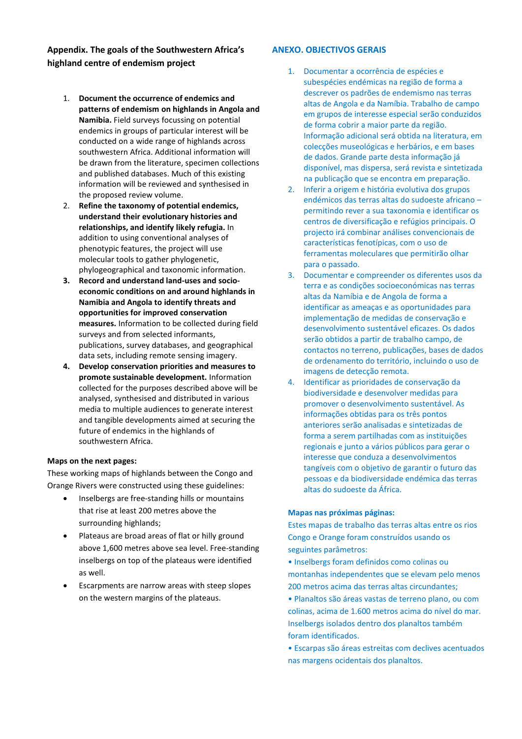### Appendix. The goals of the Southwestern Africa's highland centre of endemism project

1. **Document the occurrence of endemics and patterns of endemism on highlands in Angola and Namibia.** Field surveys focussing on potential endemics in groups of particular interest will be conducted on a wide range of highlands across southwestern Africa. Additional information will be drawn from the literature, specimen collections and published databases. Much of this existing information will be reviewed and synthesised in the proposed review volume.
2. **Refine the taxonomy of potential endemics, understand their evolutionary histories and relationships, and identify likely refugia.** In addition to using conventional analyses of phenotypic features, the project will use molecular tools to gather phylogenetic, phylogeographical and taxonomic information.
3. **Record and understand land-uses and socio-economic conditions on and around highlands in Namibia and Angola to identify threats and opportunities for improved conservation measures.** Information to be collected during field surveys and from selected informants, publications, survey databases, and geographical data sets, including remote sensing imagery.
4. **Develop conservation priorities and measures to promote sustainable development.** Information collected for the purposes described above will be analysed, synthesised and distributed in various media to multiple audiences to generate interest and tangible developments aimed at securing the future of endemics in the highlands of southwestern Africa.

**Maps on the next pages:**

These working maps of highlands between the Congo and Orange Rivers were constructed using these guidelines:

- Inselbergs are free-standing hills or mountains that rise at least 200 metres above the surrounding highlands;
- Plateaus are broad areas of flat or hilly ground above 1,600 metres above sea level. Free-standing inselbergs on top of the plateaus were identified as well.
- Escarpments are narrow areas with steep slopes on the western margins of the plateaus.

### ANEXO. OBJECTIVOS GERAIS

1. Documentar a ocorrência de espécies e subespécies endémicas na região de forma a descrever os padrões de endemismo nas terras altas de Angola e da Namíbia. Trabalho de campo em grupos de interesse especial serão conduzidos de forma cobrir a maior parte da região. Informação adicional será obtida na literatura, em colecções museológicas e herbários, e em bases de dados. Grande parte desta informação já disponível, mas dispersa, será revista e sintetizada na publicação que se encontra em preparação.
2. Inferir a origem e história evolutiva dos grupos endémicos das terras altas do sudoeste africano – permitindo rever a sua taxonomia e identificar os centros de diversificação e refúgios principais. O projecto irá combinar análises convencionais de características fenotípicas, com o uso de ferramentas moleculares que permitirão olhar para o passado.
3. Documentar e compreender os diferentes usos da terra e as condições socioeconómicas nas terras altas da Namíbia e de Angola de forma a identificar as ameaças e as oportunidades para implementação de medidas de conservação e desenvolvimento sustentável eficazes. Os dados serão obtidos a partir de trabalho campo, de contactos no terreno, publicações, bases de dados de ordenamento do território, incluindo o uso de imagens de detecção remota.
4. Identificar as prioridades de conservação da biodiversidade e desenvolver medidas para promover o desenvolvimento sustentável. As informações obtidas para os três pontos anteriores serão analisadas e sintetizadas de forma a serem partilhadas com as instituições regionais e junto a vários públicos para gerar o interesse que conduza a desenvolvimentos tangíveis com o objetivo de garantir o futuro das pessoas e da biodiversidade endémica das terras altas do sudoeste da África.

**Mapas nas próximas páginas:**

Estes mapas de trabalho das terras altas entre os rios Congo e Orange foram construídos usando os seguintes parâmetros:

• Inselbergs foram definidos como colinas ou montanhas independentes que se elevam pelo menos 200 metros acima das terras altas circundantes;

• Planaltos são áreas vastas de terreno plano, ou com colinas, acima de 1.600 metros acima do nível do mar. Inselbergs isolados dentro dos planaltos também foram identificados.

• Escarpas são áreas estreitas com declives acentuados nas margens ocidentais dos planaltos.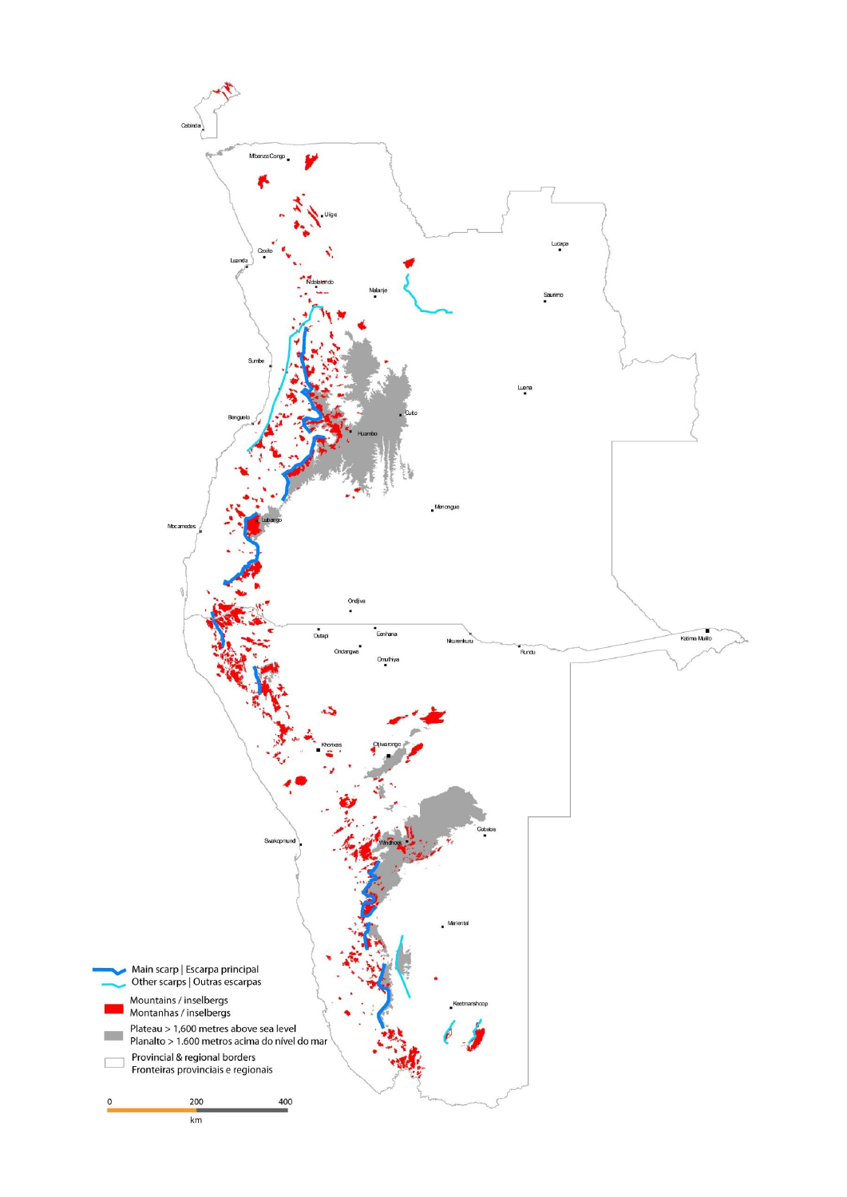Main scarp | Escarpa principal

Other scarps | Outras escarpas

Mountains / inselbergs
Montanhas / inselbergs

Plateau > 1,600 metres above sea level
Planalto > 1.600 metros acima do nível do mar

Provincial & regional borders
Fronteiras provinciais e regionais

0 200 400
km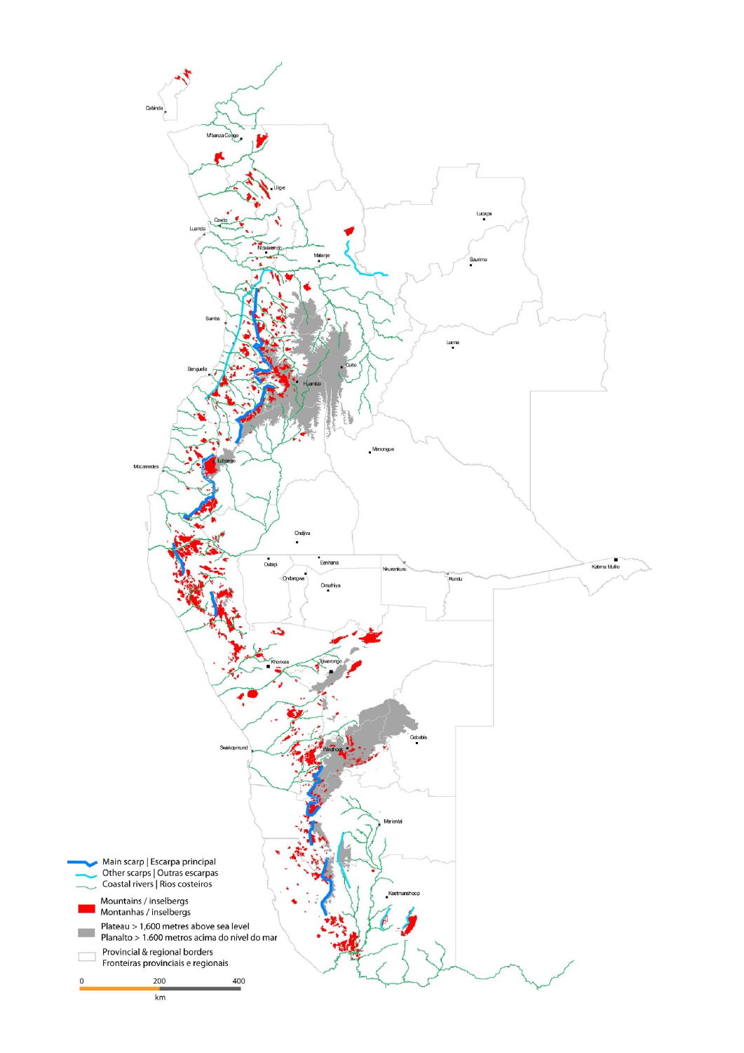Main scarp | Escarpa principal

Other scarps | Outras escarpas

Coastal rivers | Rios costeiros

Mountains / inselbergs
Montanhas / inselbergs

Plateau > 1,600 metres above sea level
Planalto > 1.600 metros acima do nível do mar

Provincial & regional borders
Fronteiras provinciais e regionais

0 200 400
km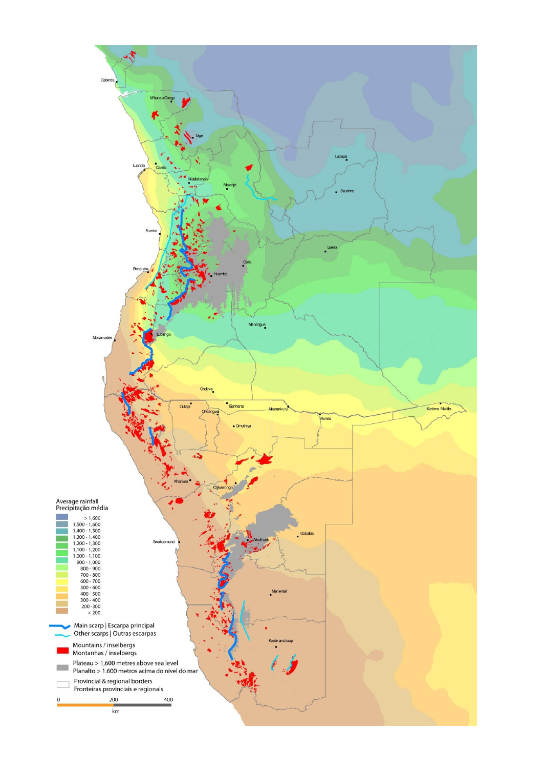Cabinda
M'banza Congo
Uíge
Luanda
Caxito
Lucapa
Ndalatando
Malanje
Saurimo
Sumbe
Luena
Cuito
Benguela
Huambo
Menongue
Lubango
Moçamedes
Ondjiva
Outapi
Eenhana
Nkurenkuru
Katima Mulilo
Ondangwa
Rundu
Omuthiya
Khorixas
Otjiwarongo
Gobabis
Swakopmund
Windhoek
Mariental
Keetmanshoop

Average rainfall
Precipitação média

> 1,600
1,500 - 1,600
1,400 - 1,500
1,300 - 1,400
1,200 - 1,300
1,100 - 1,200
1,000 - 1,100
900 - 1,000
800 - 900
700 - 800
600 - 700
500 - 600
400 - 500
300 - 400
200 -300
< 200

Main scarp | Escarpa principal
Other scarps | Outras escarpas
Mountains / inselbergs
Montanhas / inselbergs
Plateau > 1,600 metres above sea level
Planalto > 1.600 metros acima do nível do mar
Provincial & regional borders
Fronteiras provinciais e regionais

0 200 400
km